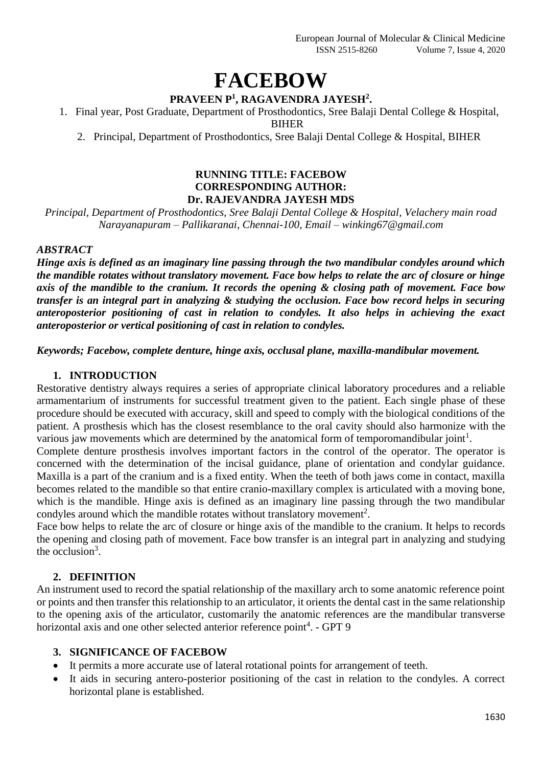# FACEBOW

**PRAVEEN P[1], RAGAVENDRA JAYESH[2].**

1. Final year, Post Graduate, Department of Prosthodontics, Sree Balaji Dental College & Hospital, BIHER
2. Principal, Department of Prosthodontics, Sree Balaji Dental College & Hospital, BIHER

**RUNNING TITLE: FACEBOW**
**CORRESPONDING AUTHOR:**
**Dr. RAJEVANDRA JAYESH MDS**

*Principal, Department of Prosthodontics, Sree Balaji Dental College & Hospital, Velachery main road Narayanapuram – Pallikaranai, Chennai-100, Email – winking67@gmail.com*

## *ABSTRACT*

***Hinge axis is defined as an imaginary line passing through the two mandibular condyles around which the mandible rotates without translatory movement. Face bow helps to relate the arc of closure or hinge axis of the mandible to the cranium. It records the opening & closing path of movement. Face bow transfer is an integral part in analyzing & studying the occlusion. Face bow record helps in securing anteroposterior positioning of cast in relation to condyles. It also helps in achieving the exact anteroposterior or vertical positioning of cast in relation to condyles.***

***Keywords; Facebow, complete denture, hinge axis, occlusal plane, maxilla-mandibular movement.***

## 1. INTRODUCTION

Restorative dentistry always requires a series of appropriate clinical laboratory procedures and a reliable armamentarium of instruments for successful treatment given to the patient. Each single phase of these procedure should be executed with accuracy, skill and speed to comply with the biological conditions of the patient. A prosthesis which has the closest resemblance to the oral cavity should also harmonize with the various jaw movements which are determined by the anatomical form of temporomandibular joint[1].

Complete denture prosthesis involves important factors in the control of the operator. The operator is concerned with the determination of the incisal guidance, plane of orientation and condylar guidance. Maxilla is a part of the cranium and is a fixed entity. When the teeth of both jaws come in contact, maxilla becomes related to the mandible so that entire cranio-maxillary complex is articulated with a moving bone, which is the mandible. Hinge axis is defined as an imaginary line passing through the two mandibular condyles around which the mandible rotates without translatory movement[2].

Face bow helps to relate the arc of closure or hinge axis of the mandible to the cranium. It helps to records the opening and closing path of movement. Face bow transfer is an integral part in analyzing and studying the occlusion[3].

## 2. DEFINITION

An instrument used to record the spatial relationship of the maxillary arch to some anatomic reference point or points and then transfer this relationship to an articulator, it orients the dental cast in the same relationship to the opening axis of the articulator, customarily the anatomic references are the mandibular transverse horizontal axis and one other selected anterior reference point[4]. - GPT 9

## 3. SIGNIFICANCE OF FACEBOW

- It permits a more accurate use of lateral rotational points for arrangement of teeth.
- It aids in securing antero-posterior positioning of the cast in relation to the condyles. A correct horizontal plane is established.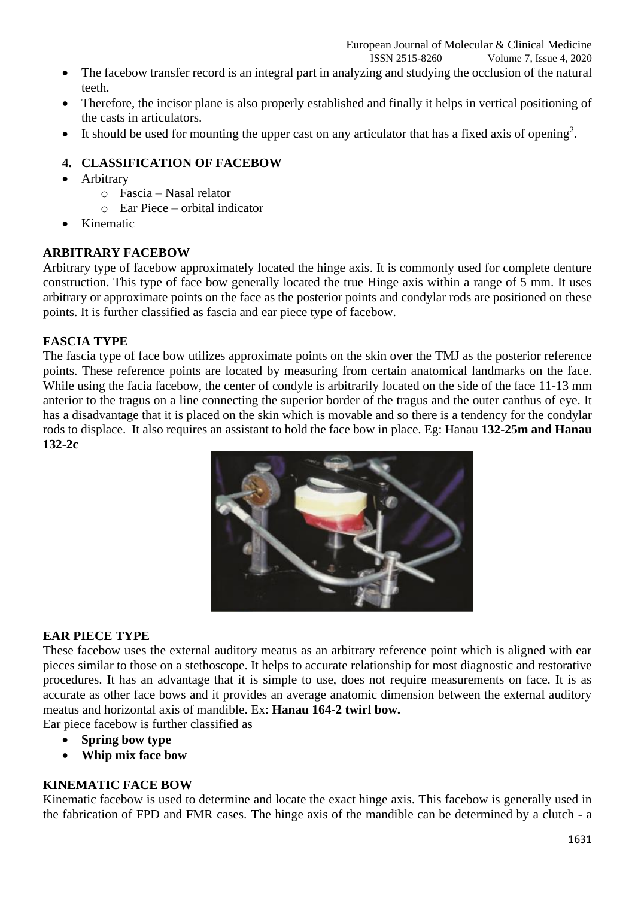- The facebow transfer record is an integral part in analyzing and studying the occlusion of the natural teeth.
- Therefore, the incisor plane is also properly established and finally it helps in vertical positioning of the casts in articulators.
- It should be used for mounting the upper cast on any articulator that has a fixed axis of opening[2].

## 4. CLASSIFICATION OF FACEBOW

- Arbitrary
  - Fascia – Nasal relator
  - Ear Piece – orbital indicator
- Kinematic

### ARBITRARY FACEBOW

Arbitrary type of facebow approximately located the hinge axis. It is commonly used for complete denture construction. This type of face bow generally located the true Hinge axis within a range of 5 mm. It uses arbitrary or approximate points on the face as the posterior points and condylar rods are positioned on these points. It is further classified as fascia and ear piece type of facebow.

### FASCIA TYPE

The fascia type of face bow utilizes approximate points on the skin over the TMJ as the posterior reference points. These reference points are located by measuring from certain anatomical landmarks on the face. While using the facia facebow, the center of condyle is arbitrarily located on the side of the face 11-13 mm anterior to the tragus on a line connecting the superior border of the tragus and the outer canthus of eye. It has a disadvantage that it is placed on the skin which is movable and so there is a tendency for the condylar rods to displace. It also requires an assistant to hold the face bow in place. Eg: Hanau **132-25m and Hanau 132-2c**

### EAR PIECE TYPE

These facebow uses the external auditory meatus as an arbitrary reference point which is aligned with ear pieces similar to those on a stethoscope. It helps to accurate relationship for most diagnostic and restorative procedures. It has an advantage that it is simple to use, does not require measurements on face. It is as accurate as other face bows and it provides an average anatomic dimension between the external auditory meatus and horizontal axis of mandible. Ex: **Hanau 164-2 twirl bow.**

Ear piece facebow is further classified as

- **Spring bow type**
- **Whip mix face bow**

### KINEMATIC FACE BOW

Kinematic facebow is used to determine and locate the exact hinge axis. This facebow is generally used in the fabrication of FPD and FMR cases. The hinge axis of the mandible can be determined by a clutch - a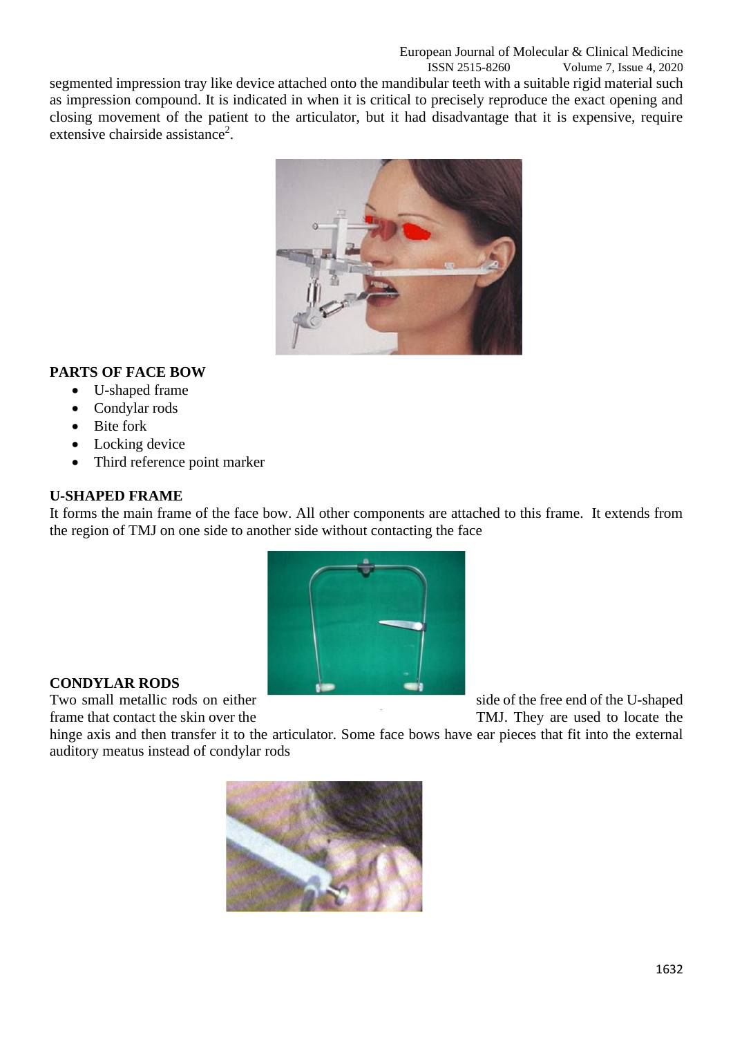segmented impression tray like device attached onto the mandibular teeth with a suitable rigid material such as impression compound. It is indicated in when it is critical to precisely reproduce the exact opening and closing movement of the patient to the articulator, but it had disadvantage that it is expensive, require extensive chairside assistance[2].

## PARTS OF FACE BOW

- U-shaped frame
- Condylar rods
- Bite fork
- Locking device
- Third reference point marker

## U-SHAPED FRAME

It forms the main frame of the face bow. All other components are attached to this frame. It extends from the region of TMJ on one side to another side without contacting the face

## CONDYLAR RODS

Two small metallic rods on either side of the free end of the U-shaped frame that contact the skin over the TMJ. They are used to locate the hinge axis and then transfer it to the articulator. Some face bows have ear pieces that fit into the external auditory meatus instead of condylar rods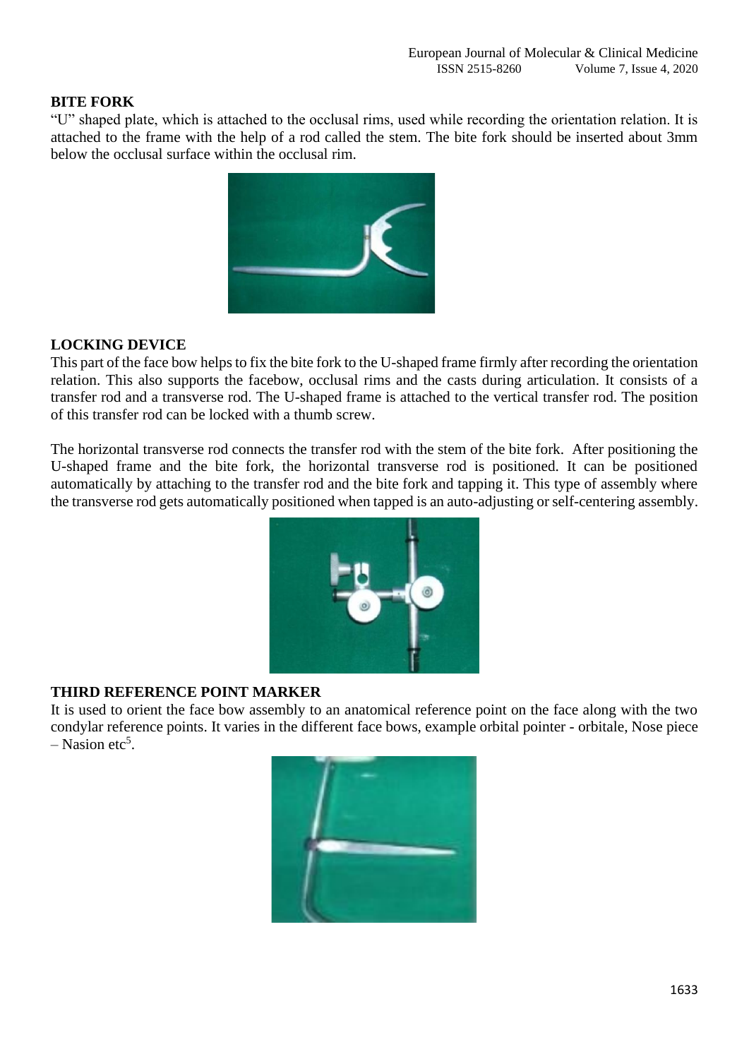## BITE FORK

"U" shaped plate, which is attached to the occlusal rims, used while recording the orientation relation. It is attached to the frame with the help of a rod called the stem. The bite fork should be inserted about 3mm below the occlusal surface within the occlusal rim.

## LOCKING DEVICE

This part of the face bow helps to fix the bite fork to the U-shaped frame firmly after recording the orientation relation. This also supports the facebow, occlusal rims and the casts during articulation. It consists of a transfer rod and a transverse rod. The U-shaped frame is attached to the vertical transfer rod. The position of this transfer rod can be locked with a thumb screw.

The horizontal transverse rod connects the transfer rod with the stem of the bite fork. After positioning the U-shaped frame and the bite fork, the horizontal transverse rod is positioned. It can be positioned automatically by attaching to the transfer rod and the bite fork and tapping it. This type of assembly where the transverse rod gets automatically positioned when tapped is an auto-adjusting or self-centering assembly.

## THIRD REFERENCE POINT MARKER

It is used to orient the face bow assembly to an anatomical reference point on the face along with the two condylar reference points. It varies in the different face bows, example orbital pointer - orbitale, Nose piece – Nasion etc[5].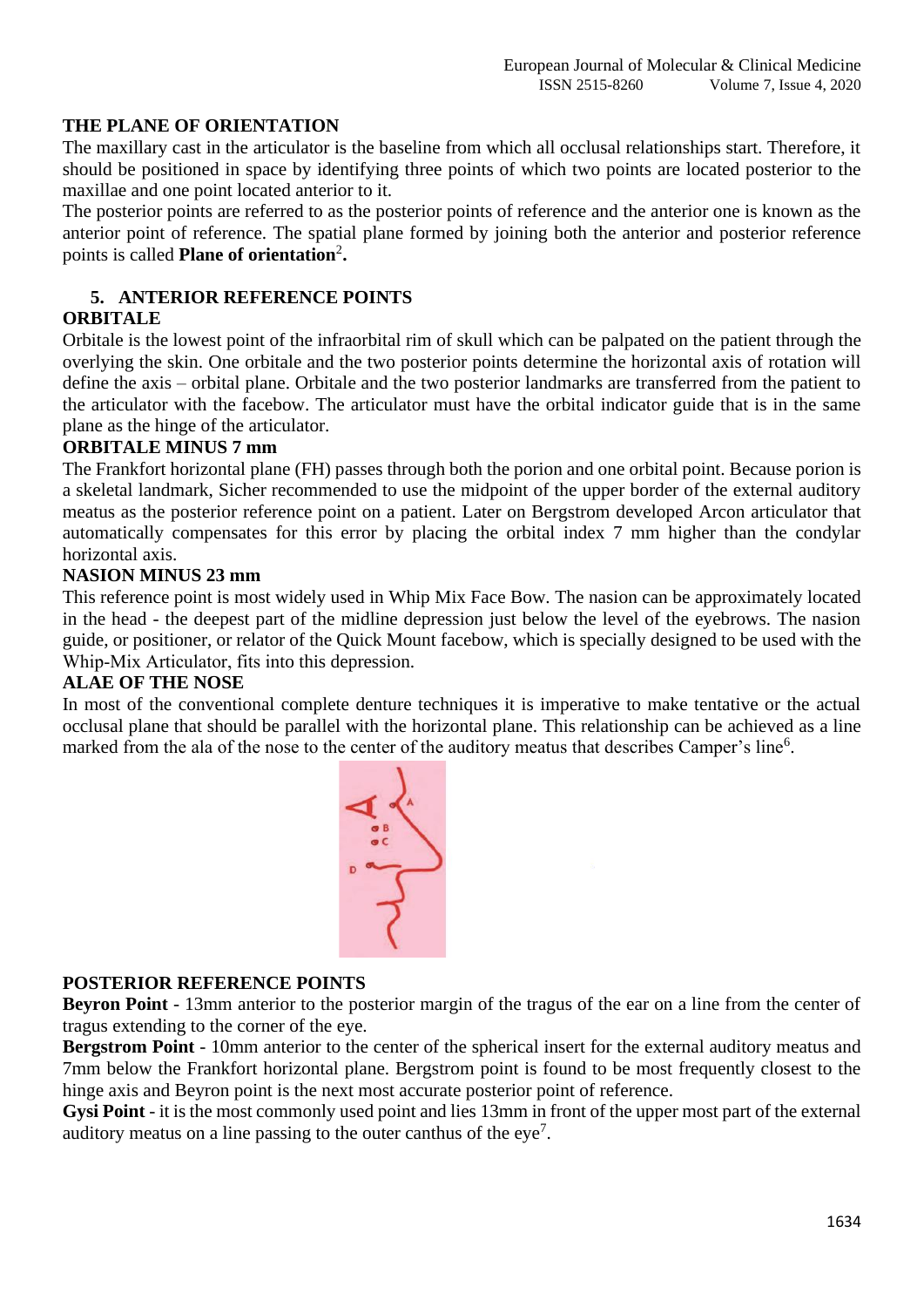## THE PLANE OF ORIENTATION

The maxillary cast in the articulator is the baseline from which all occlusal relationships start. Therefore, it should be positioned in space by identifying three points of which two points are located posterior to the maxillae and one point located anterior to it.

The posterior points are referred to as the posterior points of reference and the anterior one is known as the anterior point of reference. The spatial plane formed by joining both the anterior and posterior reference points is called **Plane of orientation**[2]**.**

## 5. ANTERIOR REFERENCE POINTS

### ORBITALE

Orbitale is the lowest point of the infraorbital rim of skull which can be palpated on the patient through the overlying the skin. One orbitale and the two posterior points determine the horizontal axis of rotation will define the axis – orbital plane. Orbitale and the two posterior landmarks are transferred from the patient to the articulator with the facebow. The articulator must have the orbital indicator guide that is in the same plane as the hinge of the articulator.

### ORBITALE MINUS 7 mm

The Frankfort horizontal plane (FH) passes through both the porion and one orbital point. Because porion is a skeletal landmark, Sicher recommended to use the midpoint of the upper border of the external auditory meatus as the posterior reference point on a patient. Later on Bergstrom developed Arcon articulator that automatically compensates for this error by placing the orbital index 7 mm higher than the condylar horizontal axis.

### NASION MINUS 23 mm

This reference point is most widely used in Whip Mix Face Bow. The nasion can be approximately located in the head - the deepest part of the midline depression just below the level of the eyebrows. The nasion guide, or positioner, or relator of the Quick Mount facebow, which is specially designed to be used with the Whip-Mix Articulator, fits into this depression.

### ALAE OF THE NOSE

In most of the conventional complete denture techniques it is imperative to make tentative or the actual occlusal plane that should be parallel with the horizontal plane. This relationship can be achieved as a line marked from the ala of the nose to the center of the auditory meatus that describes Camper's line[6].

## POSTERIOR REFERENCE POINTS

**Beyron Point** - 13mm anterior to the posterior margin of the tragus of the ear on a line from the center of tragus extending to the corner of the eye.

**Bergstrom Point** - 10mm anterior to the center of the spherical insert for the external auditory meatus and 7mm below the Frankfort horizontal plane. Bergstrom point is found to be most frequently closest to the hinge axis and Beyron point is the next most accurate posterior point of reference.

**Gysi Point** - it is the most commonly used point and lies 13mm in front of the upper most part of the external auditory meatus on a line passing to the outer canthus of the eye[7].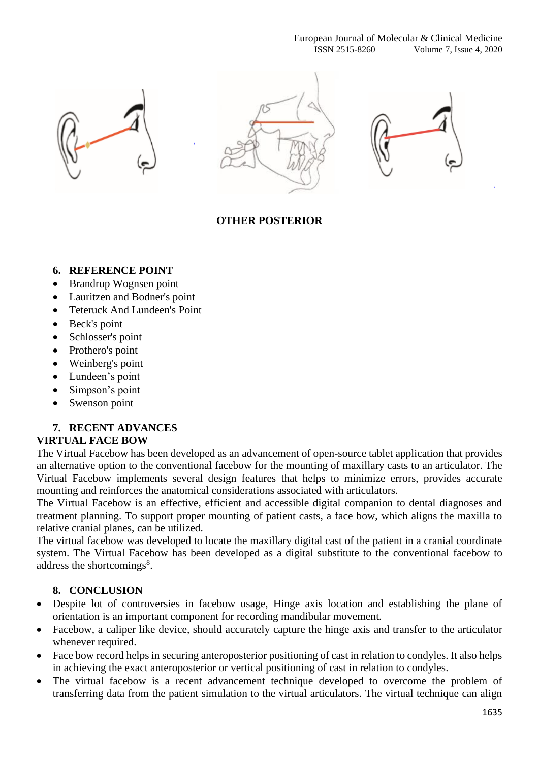**OTHER POSTERIOR**

## 6. REFERENCE POINT

- Brandrup Wognsen point
- Lauritzen and Bodner's point
- Teteruck And Lundeen's Point
- Beck's point
- Schlosser's point
- Prothero's point
- Weinberg's point
- Lundeen's point
- Simpson's point
- Swenson point

## 7. RECENT ADVANCES

### VIRTUAL FACE BOW

The Virtual Facebow has been developed as an advancement of open-source tablet application that provides an alternative option to the conventional facebow for the mounting of maxillary casts to an articulator. The Virtual Facebow implements several design features that helps to minimize errors, provides accurate mounting and reinforces the anatomical considerations associated with articulators.

The Virtual Facebow is an effective, efficient and accessible digital companion to dental diagnoses and treatment planning. To support proper mounting of patient casts, a face bow, which aligns the maxilla to relative cranial planes, can be utilized.

The virtual facebow was developed to locate the maxillary digital cast of the patient in a cranial coordinate system. The Virtual Facebow has been developed as a digital substitute to the conventional facebow to address the shortcomings[8].

## 8. CONCLUSION

- Despite lot of controversies in facebow usage, Hinge axis location and establishing the plane of orientation is an important component for recording mandibular movement.
- Facebow, a caliper like device, should accurately capture the hinge axis and transfer to the articulator whenever required.
- Face bow record helps in securing anteroposterior positioning of cast in relation to condyles. It also helps in achieving the exact anteroposterior or vertical positioning of cast in relation to condyles.
- The virtual facebow is a recent advancement technique developed to overcome the problem of transferring data from the patient simulation to the virtual articulators. The virtual technique can align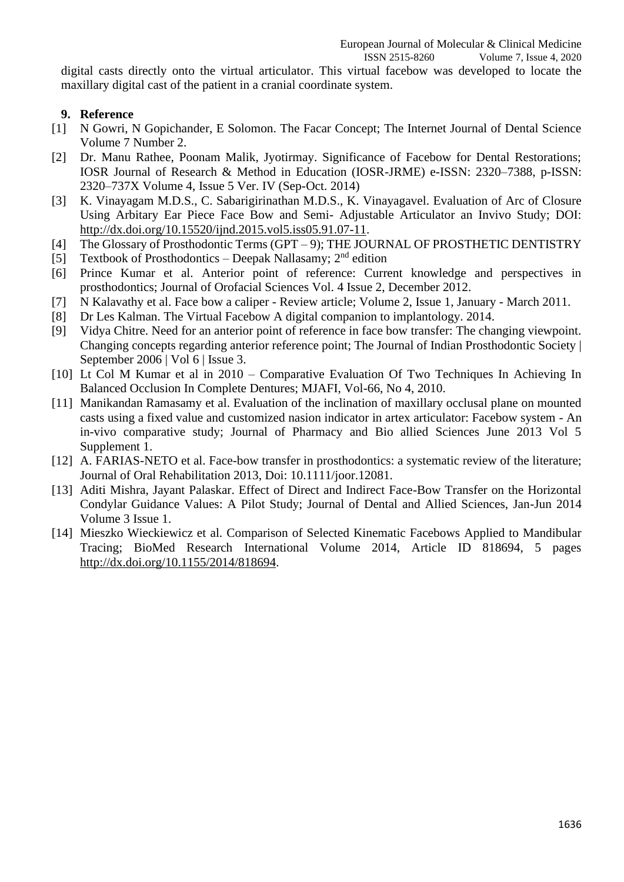digital casts directly onto the virtual articulator. This virtual facebow was developed to locate the maxillary digital cast of the patient in a cranial coordinate system.

## 9. Reference

[1] N Gowri, N Gopichander, E Solomon. The Facar Concept; The Internet Journal of Dental Science Volume 7 Number 2.

[2] Dr. Manu Rathee, Poonam Malik, Jyotirmay. Significance of Facebow for Dental Restorations; IOSR Journal of Research & Method in Education (IOSR-JRME) e-ISSN: 2320–7388, p-ISSN: 2320–737X Volume 4, Issue 5 Ver. IV (Sep-Oct. 2014)

[3] K. Vinayagam M.D.S., C. Sabarigirinathan M.D.S., K. Vinayagavel. Evaluation of Arc of Closure Using Arbitary Ear Piece Face Bow and Semi- Adjustable Articulator an Invivo Study; DOI: http://dx.doi.org/10.15520/ijnd.2015.vol5.iss05.91.07-11.

[4] The Glossary of Prosthodontic Terms (GPT – 9); THE JOURNAL OF PROSTHETIC DENTISTRY

[5] Textbook of Prosthodontics – Deepak Nallasamy; 2nd edition

[6] Prince Kumar et al. Anterior point of reference: Current knowledge and perspectives in prosthodontics; Journal of Orofacial Sciences Vol. 4 Issue 2, December 2012.

[7] N Kalavathy et al. Face bow a caliper - Review article; Volume 2, Issue 1, January - March 2011.

[8] Dr Les Kalman. The Virtual Facebow A digital companion to implantology. 2014.

[9] Vidya Chitre. Need for an anterior point of reference in face bow transfer: The changing viewpoint. Changing concepts regarding anterior reference point; The Journal of Indian Prosthodontic Society | September 2006 | Vol 6 | Issue 3.

[10] Lt Col M Kumar et al in 2010 – Comparative Evaluation Of Two Techniques In Achieving In Balanced Occlusion In Complete Dentures; MJAFI, Vol-66, No 4, 2010.

[11] Manikandan Ramasamy et al. Evaluation of the inclination of maxillary occlusal plane on mounted casts using a fixed value and customized nasion indicator in artex articulator: Facebow system - An in-vivo comparative study; Journal of Pharmacy and Bio allied Sciences June 2013 Vol 5 Supplement 1.

[12] A. FARIAS-NETO et al. Face-bow transfer in prosthodontics: a systematic review of the literature; Journal of Oral Rehabilitation 2013, Doi: 10.1111/joor.12081.

[13] Aditi Mishra, Jayant Palaskar. Effect of Direct and Indirect Face-Bow Transfer on the Horizontal Condylar Guidance Values: A Pilot Study; Journal of Dental and Allied Sciences, Jan-Jun 2014 Volume 3 Issue 1.

[14] Mieszko Wieckiewicz et al. Comparison of Selected Kinematic Facebows Applied to Mandibular Tracing; BioMed Research International Volume 2014, Article ID 818694, 5 pages http://dx.doi.org/10.1155/2014/818694.